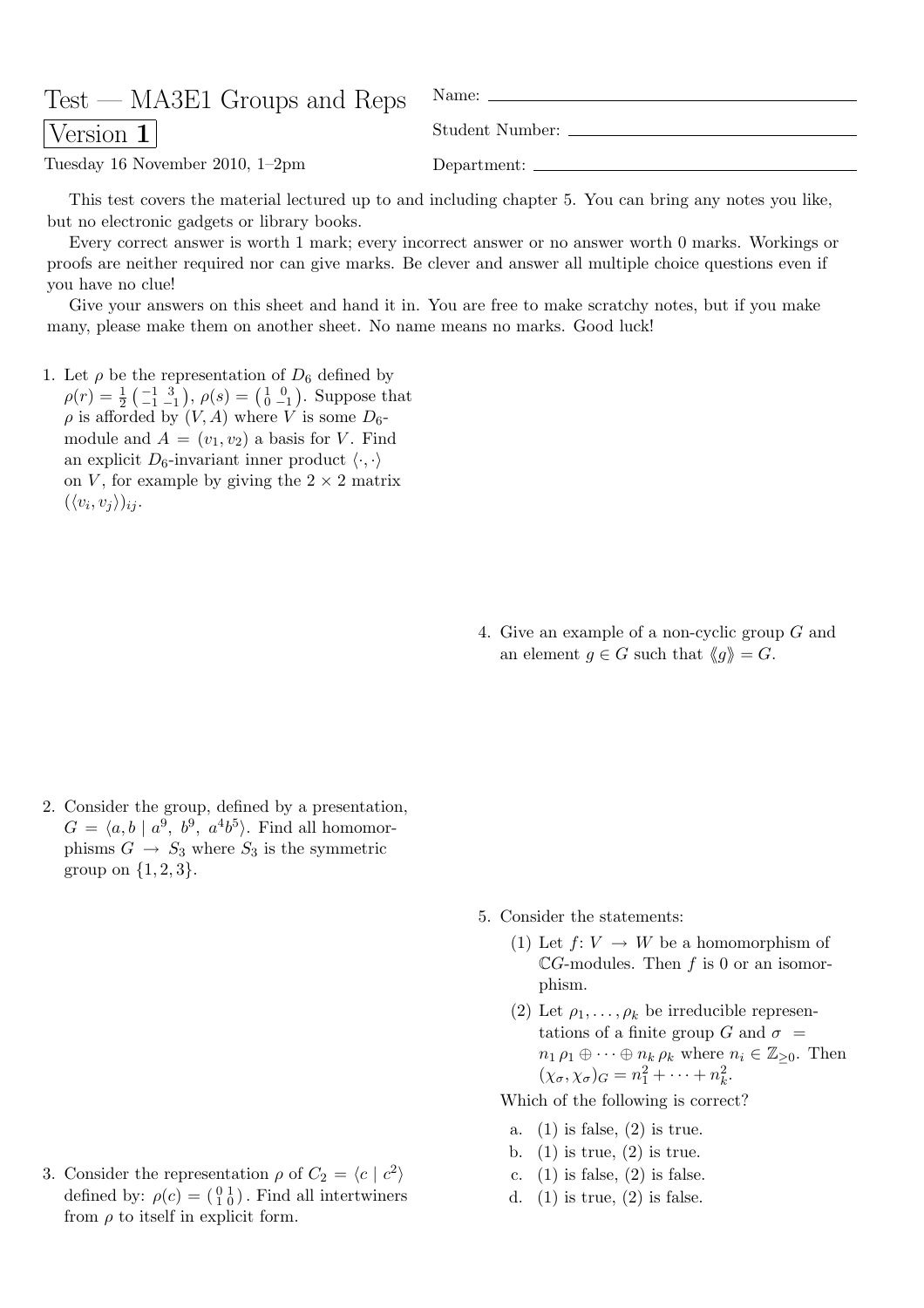# Test — MA3E1 Groups and Reps

**Version 1**

Tuesday 16 November 2010, 1–2pm

Name: ____________________

Student Number: ____________________

Department: ____________________

This test covers the material lectured up to and including chapter 5. You can bring any notes you like, but no electronic gadgets or library books.

Every correct answer is worth 1 mark; every incorrect answer or no answer worth 0 marks. Workings or proofs are neither required nor can give marks. Be clever and answer all multiple choice questions even if you have no clue!

Give your answers on this sheet and hand it in. You are free to make scratchy notes, but if you make many, please make them on another sheet. No name means no marks. Good luck!

1. Let $\rho$ be the representation of $D_6$ defined by $\rho(r) = \frac{1}{2}\begin{pmatrix} -1 & 3 \\ -1 & -1 \end{pmatrix}$, $\rho(s) = \begin{pmatrix} 1 & 0 \\ 0 & -1 \end{pmatrix}$. Suppose that $\rho$ is afforded by $(V, A)$ where $V$ is some $D_6$-module and $A = (v_1, v_2)$ a basis for $V$. Find an explicit $D_6$-invariant inner product $\langle \cdot, \cdot \rangle$ on $V$, for example by giving the $2 \times 2$ matrix $(\langle v_i, v_j \rangle)_{ij}$.

2. Consider the group, defined by a presentation, $G = \langle a, b \mid a^9,\ b^9,\ a^4b^5 \rangle$. Find all homomorphisms $G \to S_3$ where $S_3$ is the symmetric group on $\{1, 2, 3\}$.

3. Consider the representation $\rho$ of $C_2 = \langle c \mid c^2 \rangle$ defined by: $\rho(c) = \begin{pmatrix} 0 & 1 \\ 1 & 0 \end{pmatrix}$. Find all intertwiners from $\rho$ to itself in explicit form.

4. Give an example of a non-cyclic group $G$ and an element $g \in G$ such that $\langle\!\langle g \rangle\!\rangle = G$.

5. Consider the statements:

   (1) Let $f \colon V \to W$ be a homomorphism of $\mathbb{C}G$-modules. Then $f$ is 0 or an isomorphism.

   (2) Let $\rho_1, \ldots, \rho_k$ be irreducible representations of a finite group $G$ and $\sigma = n_1\,\rho_1 \oplus \cdots \oplus n_k\,\rho_k$ where $n_i \in \mathbb{Z}_{\geq 0}$. Then $(\chi_\sigma, \chi_\sigma)_G = n_1^2 + \cdots + n_k^2$.

   Which of the following is correct?

   a. (1) is false, (2) is true.
   b. (1) is true, (2) is true.
   c. (1) is false, (2) is false.
   d. (1) is true, (2) is false.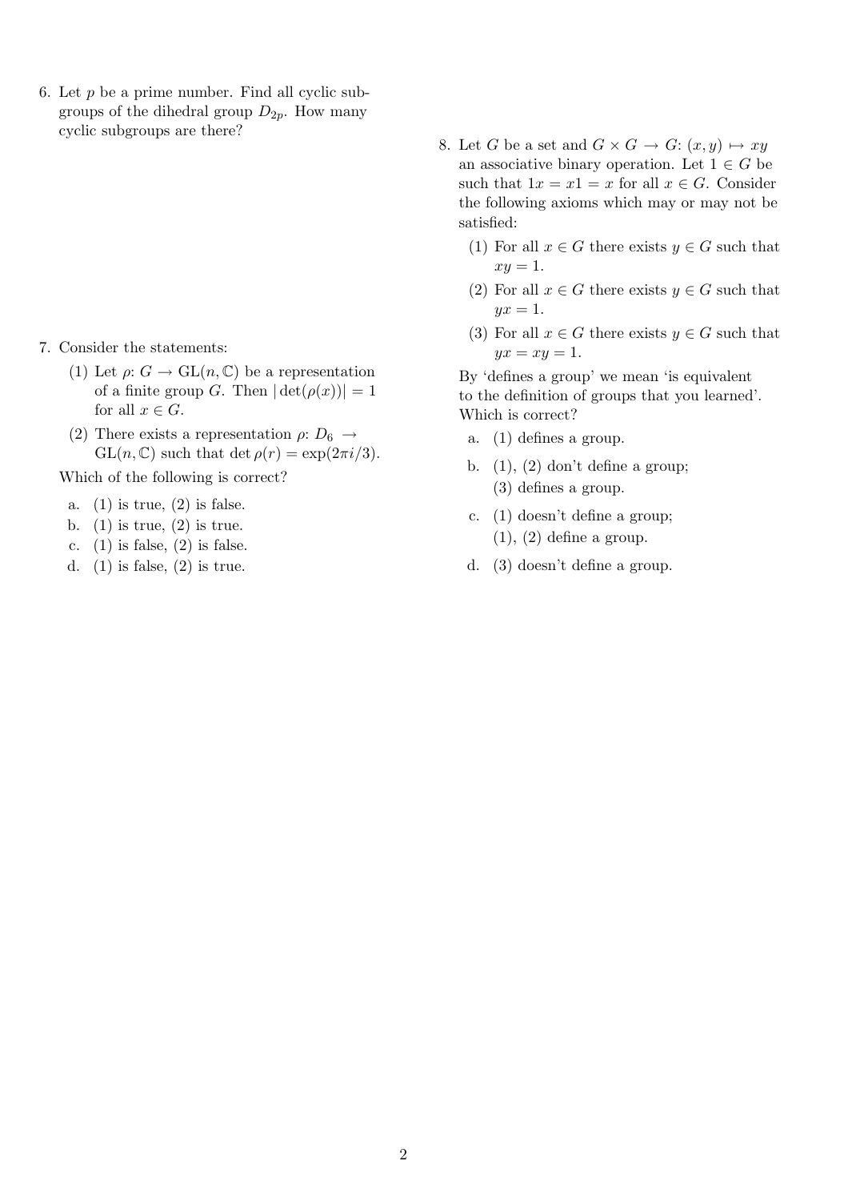6. Let $p$ be a prime number. Find all cyclic subgroups of the dihedral group $D_{2p}$. How many cyclic subgroups are there?

7. Consider the statements:

   (1) Let $\rho\colon G \to \mathrm{GL}(n, \mathbb{C})$ be a representation of a finite group $G$. Then $|\det(\rho(x))| = 1$ for all $x \in G$.

   (2) There exists a representation $\rho\colon D_6 \to \mathrm{GL}(n, \mathbb{C})$ such that $\det \rho(r) = \exp(2\pi i/3)$.

   Which of the following is correct?

   a. (1) is true, (2) is false.
   b. (1) is true, (2) is true.
   c. (1) is false, (2) is false.
   d. (1) is false, (2) is true.

8. Let $G$ be a set and $G \times G \to G\colon (x, y) \mapsto xy$ an associative binary operation. Let $1 \in G$ be such that $1x = x1 = x$ for all $x \in G$. Consider the following axioms which may or may not be satisfied:

   (1) For all $x \in G$ there exists $y \in G$ such that $xy = 1$.

   (2) For all $x \in G$ there exists $y \in G$ such that $yx = 1$.

   (3) For all $x \in G$ there exists $y \in G$ such that $yx = xy = 1$.

   By 'defines a group' we mean 'is equivalent to the definition of groups that you learned'. Which is correct?

   a. (1) defines a group.
   b. (1), (2) don't define a group; (3) defines a group.
   c. (1) doesn't define a group; (1), (2) define a group.
   d. (3) doesn't define a group.